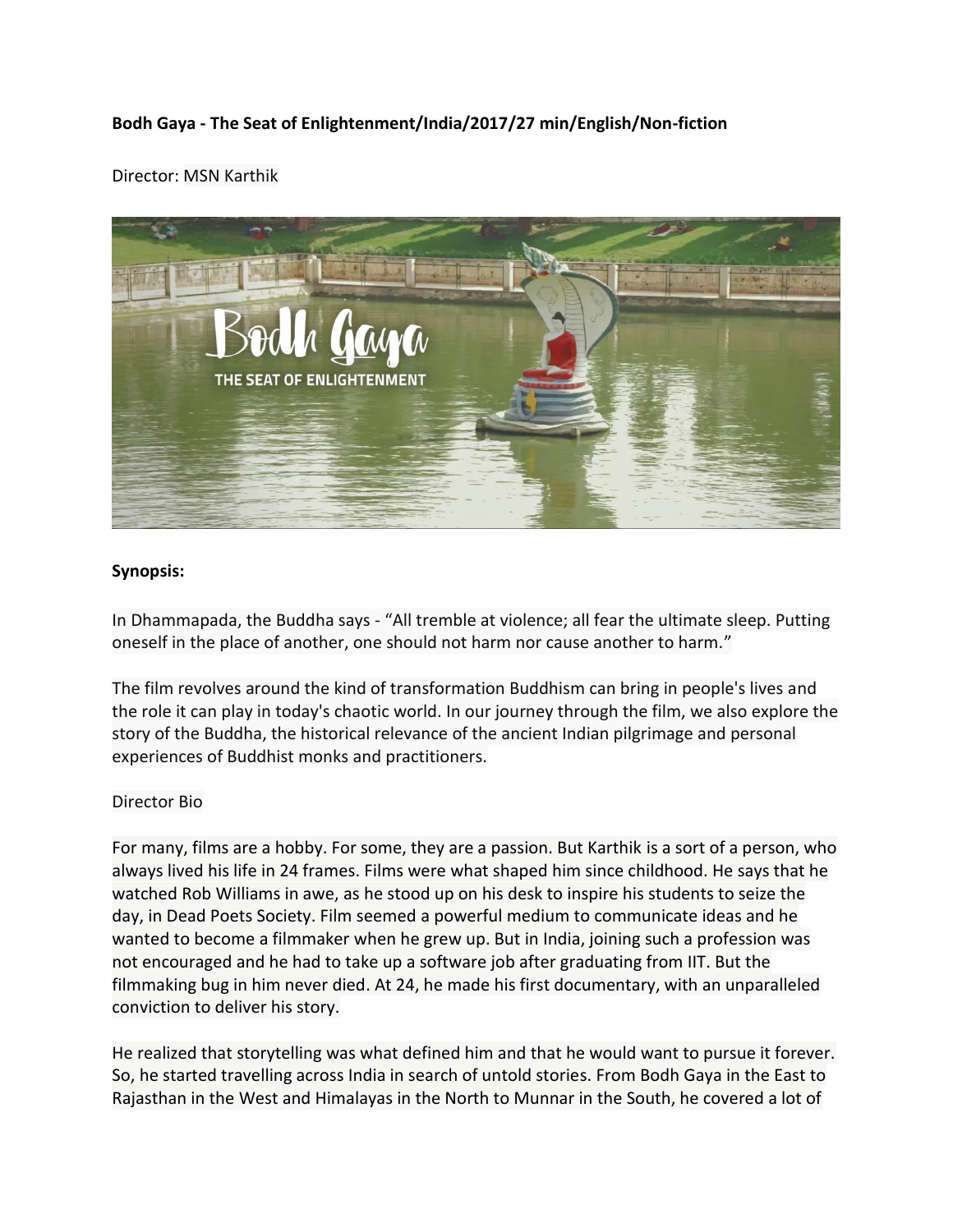**Bodh Gaya - The Seat of Enlightenment/India/2017/27 min/English/Non-fiction**

Director: MSN Karthik

**Synopsis:**

In Dhammapada, the Buddha says - "All tremble at violence; all fear the ultimate sleep. Putting oneself in the place of another, one should not harm nor cause another to harm."

The film revolves around the kind of transformation Buddhism can bring in people's lives and the role it can play in today's chaotic world. In our journey through the film, we also explore the story of the Buddha, the historical relevance of the ancient Indian pilgrimage and personal experiences of Buddhist monks and practitioners.

Director Bio

For many, films are a hobby. For some, they are a passion. But Karthik is a sort of a person, who always lived his life in 24 frames. Films were what shaped him since childhood. He says that he watched Rob Williams in awe, as he stood up on his desk to inspire his students to seize the day, in Dead Poets Society. Film seemed a powerful medium to communicate ideas and he wanted to become a filmmaker when he grew up. But in India, joining such a profession was not encouraged and he had to take up a software job after graduating from IIT. But the filmmaking bug in him never died. At 24, he made his first documentary, with an unparalleled conviction to deliver his story.

He realized that storytelling was what defined him and that he would want to pursue it forever. So, he started travelling across India in search of untold stories. From Bodh Gaya in the East to Rajasthan in the West and Himalayas in the North to Munnar in the South, he covered a lot of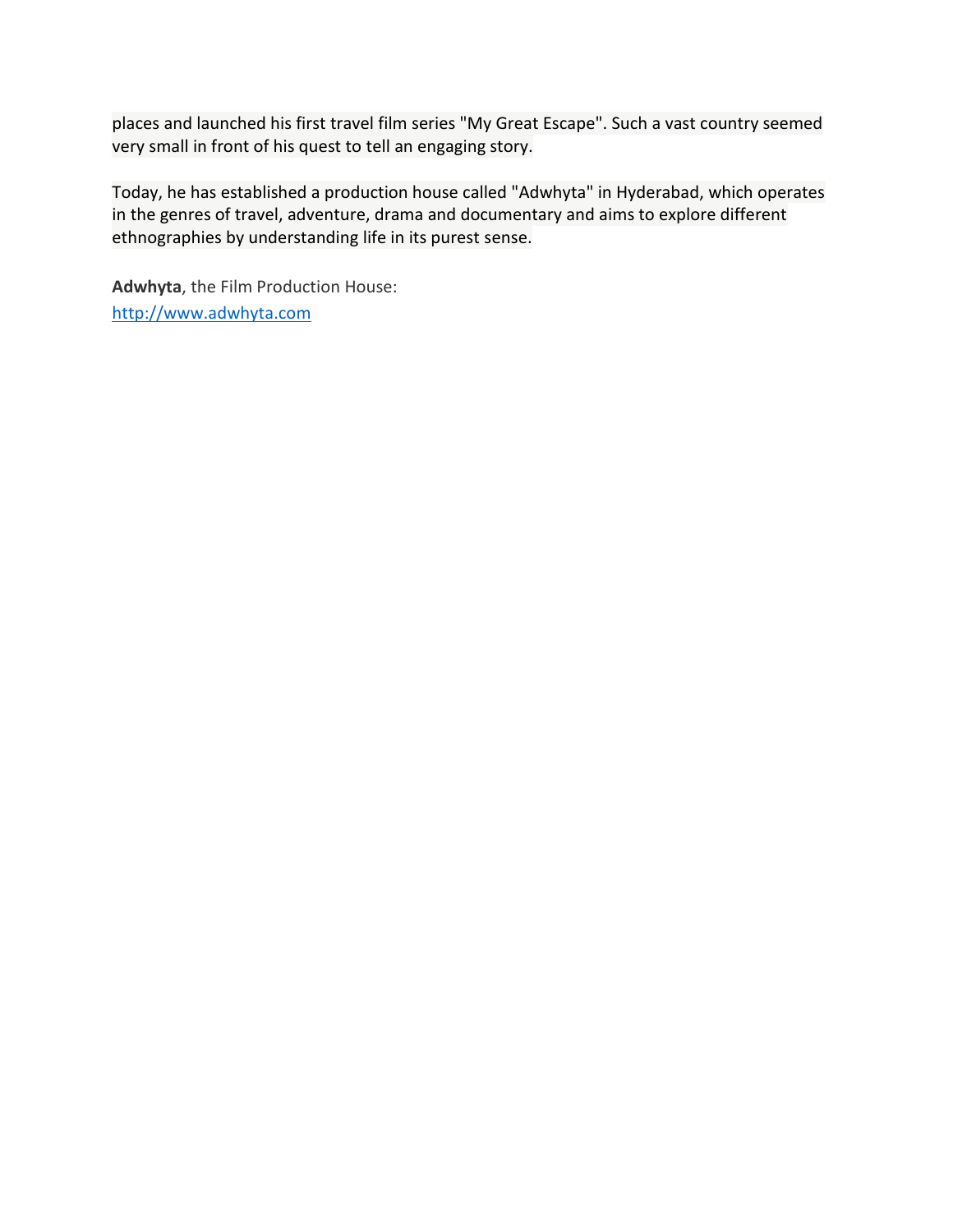places and launched his first travel film series "My Great Escape". Such a vast country seemed very small in front of his quest to tell an engaging story.

Today, he has established a production house called "Adwhyta" in Hyderabad, which operates in the genres of travel, adventure, drama and documentary and aims to explore different ethnographies by understanding life in its purest sense.

**Adwhyta**, the Film Production House:
http://www.adwhyta.com